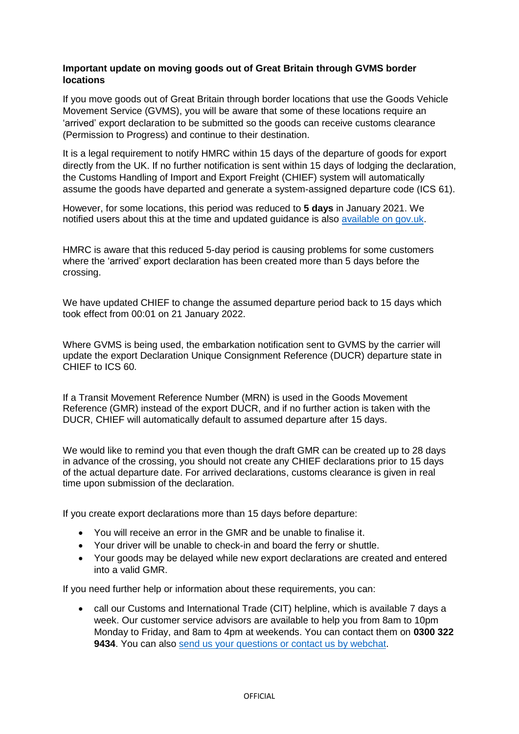**Important update on moving goods out of Great Britain through GVMS border locations**

If you move goods out of Great Britain through border locations that use the Goods Vehicle Movement Service (GVMS), you will be aware that some of these locations require an 'arrived' export declaration to be submitted so the goods can receive customs clearance (Permission to Progress) and continue to their destination.

It is a legal requirement to notify HMRC within 15 days of the departure of goods for export directly from the UK. If no further notification is sent within 15 days of lodging the declaration, the Customs Handling of Import and Export Freight (CHIEF) system will automatically assume the goods have departed and generate a system-assigned departure code (ICS 61).

However, for some locations, this period was reduced to **5 days** in January 2021. We notified users about this at the time and updated guidance is also available on gov.uk.

HMRC is aware that this reduced 5-day period is causing problems for some customers where the 'arrived' export declaration has been created more than 5 days before the crossing.

We have updated CHIEF to change the assumed departure period back to 15 days which took effect from 00:01 on 21 January 2022.

Where GVMS is being used, the embarkation notification sent to GVMS by the carrier will update the export Declaration Unique Consignment Reference (DUCR) departure state in CHIEF to ICS 60.

If a Transit Movement Reference Number (MRN) is used in the Goods Movement Reference (GMR) instead of the export DUCR, and if no further action is taken with the DUCR, CHIEF will automatically default to assumed departure after 15 days.

We would like to remind you that even though the draft GMR can be created up to 28 days in advance of the crossing, you should not create any CHIEF declarations prior to 15 days of the actual departure date. For arrived declarations, customs clearance is given in real time upon submission of the declaration.

If you create export declarations more than 15 days before departure:

- You will receive an error in the GMR and be unable to finalise it.
- Your driver will be unable to check-in and board the ferry or shuttle.
- Your goods may be delayed while new export declarations are created and entered into a valid GMR.

If you need further help or information about these requirements, you can:

- call our Customs and International Trade (CIT) helpline, which is available 7 days a week. Our customer service advisors are available to help you from 8am to 10pm Monday to Friday, and 8am to 4pm at weekends. You can contact them on **0300 322 9434**. You can also send us your questions or contact us by webchat.

OFFICIAL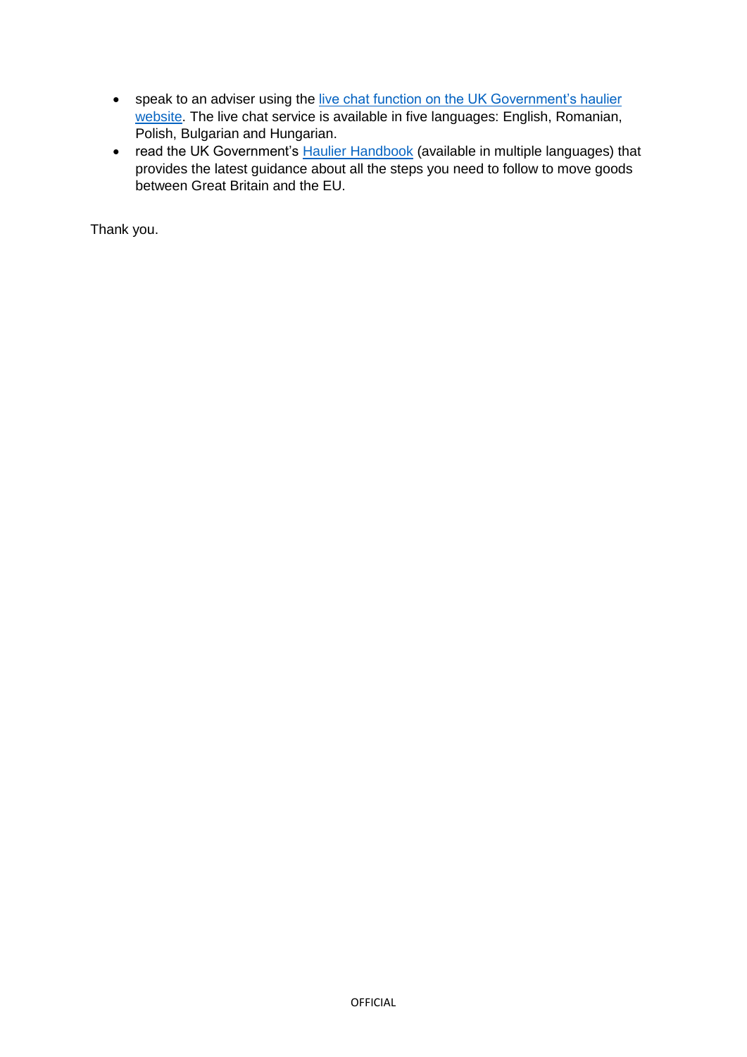- speak to an adviser using the live chat function on the UK Government's haulier website. The live chat service is available in five languages: English, Romanian, Polish, Bulgarian and Hungarian.
- read the UK Government's Haulier Handbook (available in multiple languages) that provides the latest guidance about all the steps you need to follow to move goods between Great Britain and the EU.

Thank you.

OFFICIAL